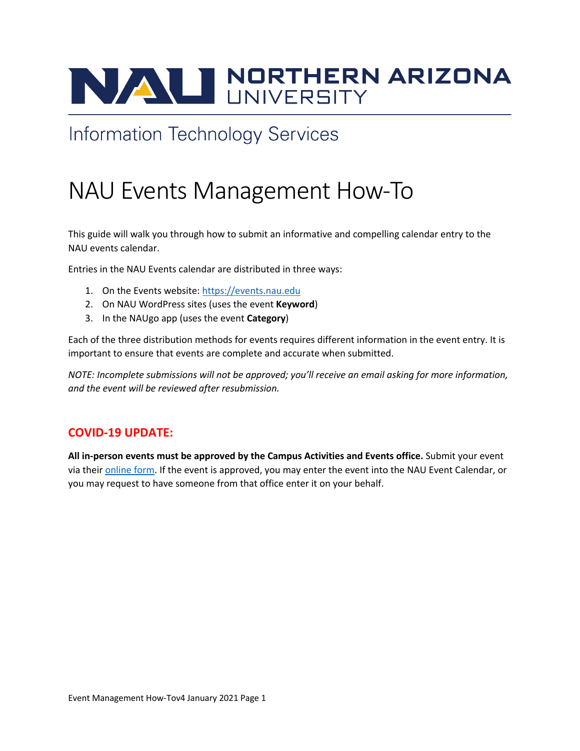NORTHERN ARIZONA UNIVERSITY

Information Technology Services

# NAU Events Management How-To

This guide will walk you through how to submit an informative and compelling calendar entry to the NAU events calendar.

Entries in the NAU Events calendar are distributed in three ways:

1. On the Events website: [https://events.nau.edu](https://events.nau.edu)
2. On NAU WordPress sites (uses the event **Keyword**)
3. In the NAUgo app (uses the event **Category**)

Each of the three distribution methods for events requires different information in the event entry. It is important to ensure that events are complete and accurate when submitted.

*NOTE: Incomplete submissions will not be approved; you'll receive an email asking for more information, and the event will be reviewed after resubmission.*

## COVID-19 UPDATE:

**All in-person events must be approved by the Campus Activities and Events office.** Submit your event via their online form. If the event is approved, you may enter the event into the NAU Event Calendar, or you may request to have someone from that office enter it on your behalf.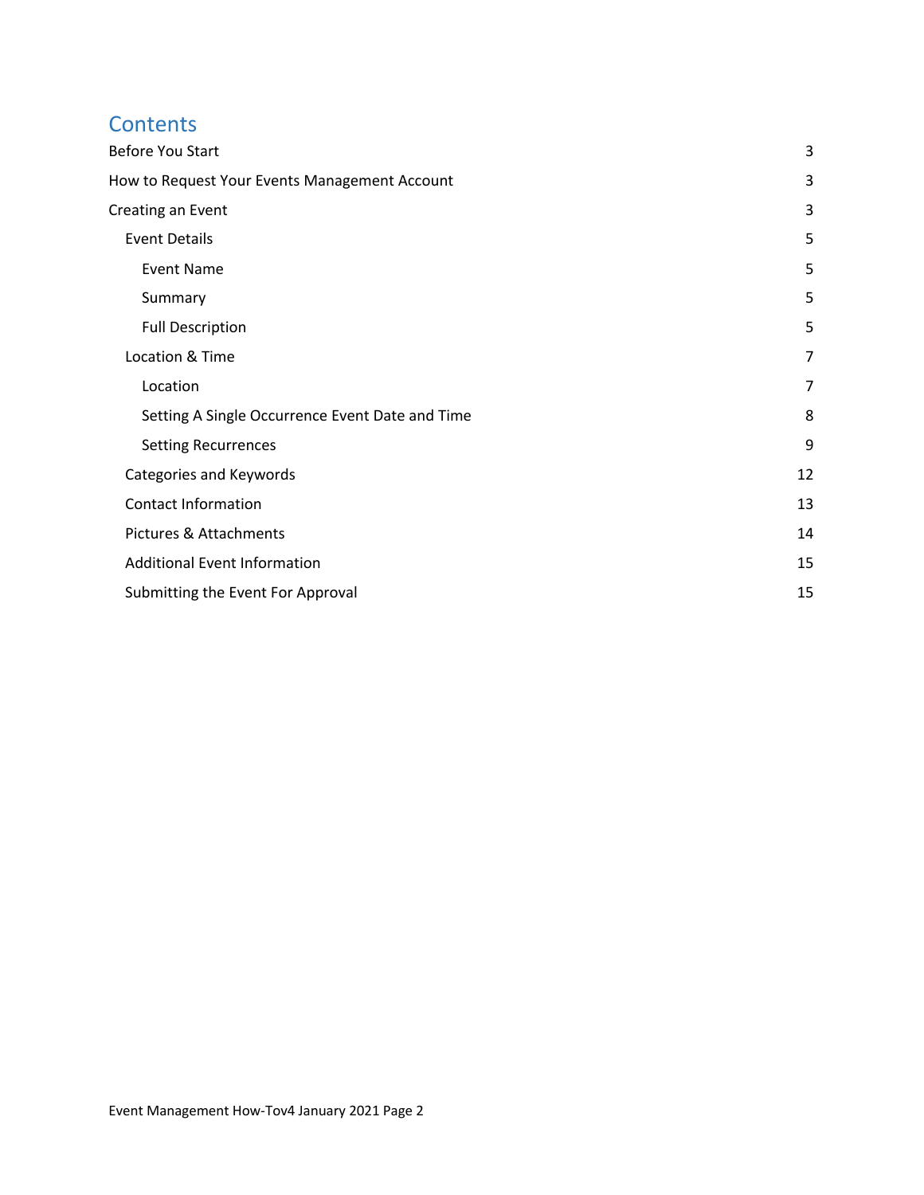# Contents

- Before You Start 3
- How to Request Your Events Management Account 3
- Creating an Event 3
  - Event Details 5
    - Event Name 5
    - Summary 5
    - Full Description 5
  - Location & Time 7
    - Location 7
    - Setting A Single Occurrence Event Date and Time 8
    - Setting Recurrences 9
  - Categories and Keywords 12
  - Contact Information 13
  - Pictures & Attachments 14
  - Additional Event Information 15
  - Submitting the Event For Approval 15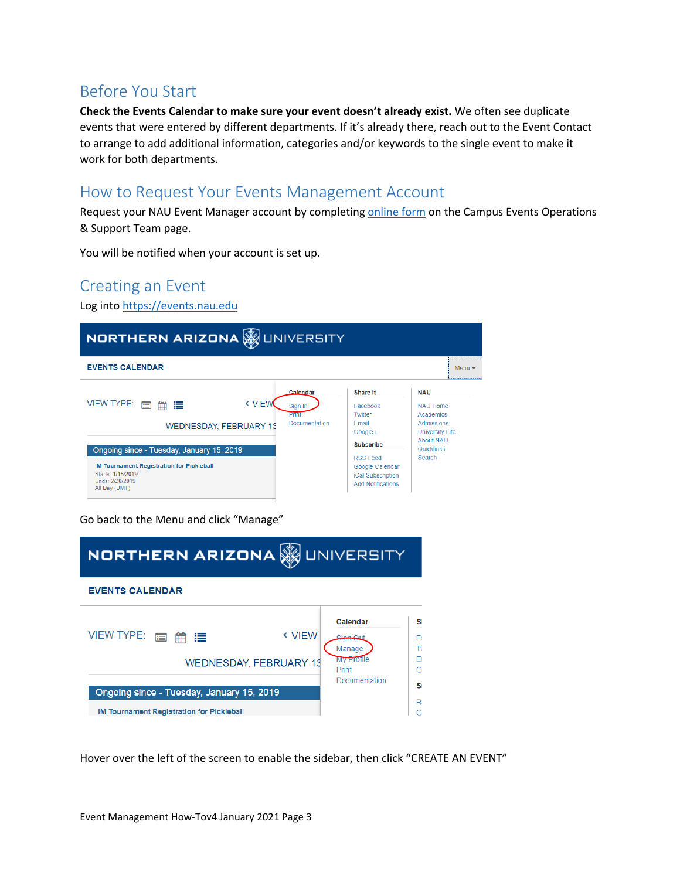## Before You Start

**Check the Events Calendar to make sure your event doesn't already exist.** We often see duplicate events that were entered by different departments. If it's already there, reach out to the Event Contact to arrange to add additional information, categories and/or keywords to the single event to make it work for both departments.

## How to Request Your Events Management Account

Request your NAU Event Manager account by completing [online form]() on the Campus Events Operations & Support Team page.

You will be notified when your account is set up.

## Creating an Event

Log into [https://events.nau.edu](https://events.nau.edu)

Go back to the Menu and click "Manage"

Hover over the left of the screen to enable the sidebar, then click "CREATE AN EVENT"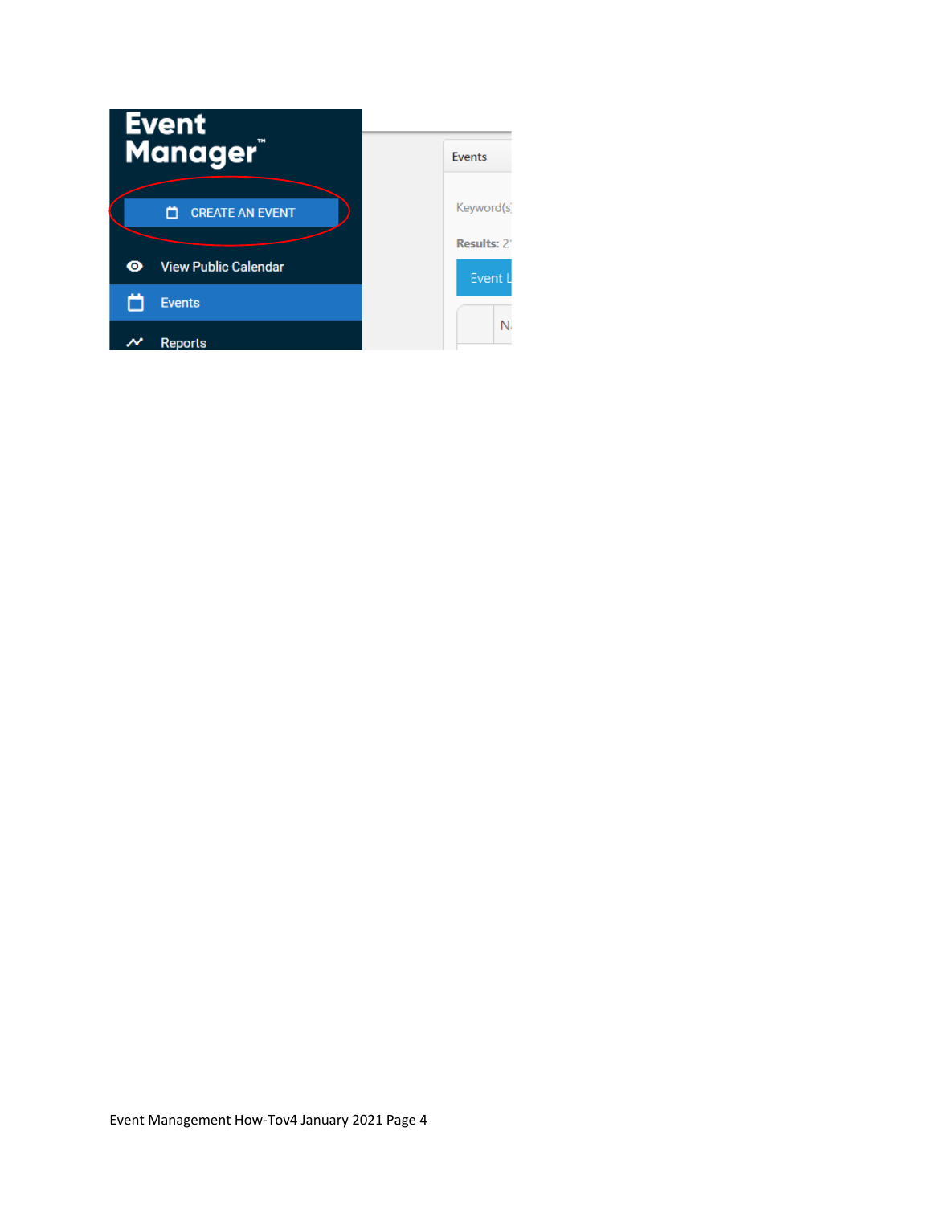Event Manager™

CREATE AN EVENT

View Public Calendar

Events

Reports

Events

Keyword(s

Results: 2

Event L

N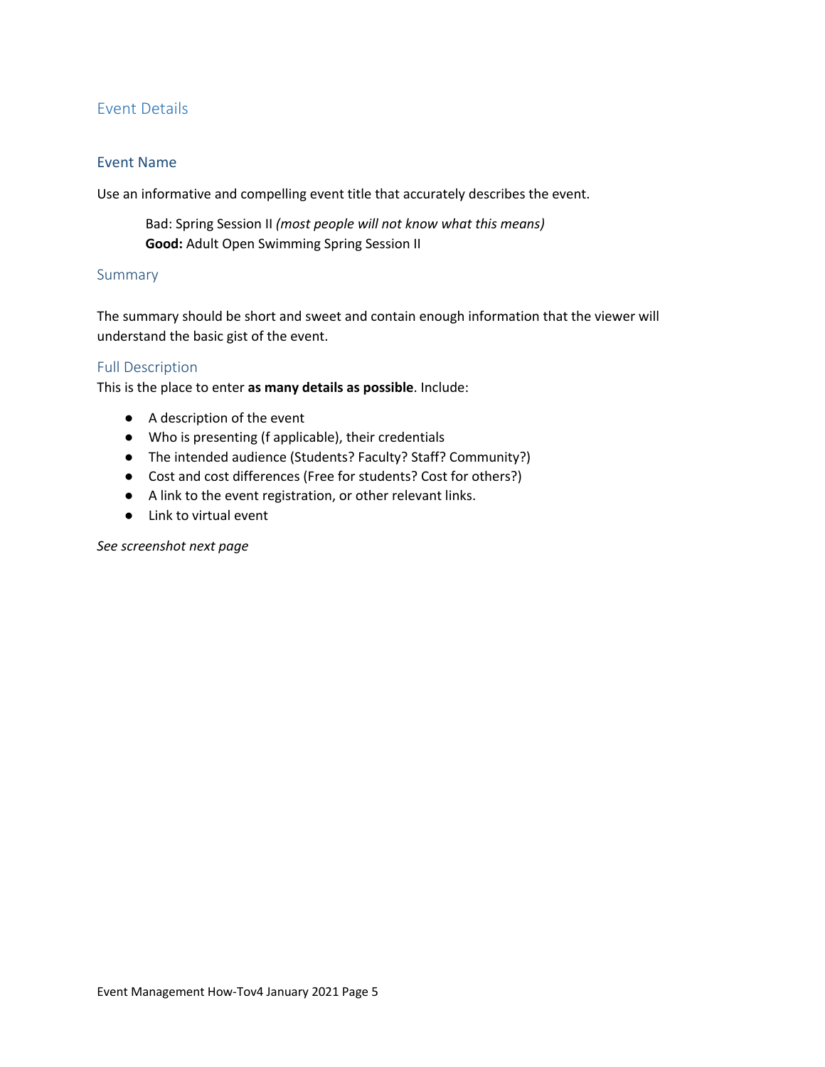## Event Details

### Event Name

Use an informative and compelling event title that accurately describes the event.

> Bad: Spring Session II *(most people will not know what this means)*
> **Good:** Adult Open Swimming Spring Session II

### Summary

The summary should be short and sweet and contain enough information that the viewer will understand the basic gist of the event.

### Full Description

This is the place to enter **as many details as possible**. Include:

- A description of the event
- Who is presenting (f applicable), their credentials
- The intended audience (Students? Faculty? Staff? Community?)
- Cost and cost differences (Free for students? Cost for others?)
- A link to the event registration, or other relevant links.
- Link to virtual event

*See screenshot next page*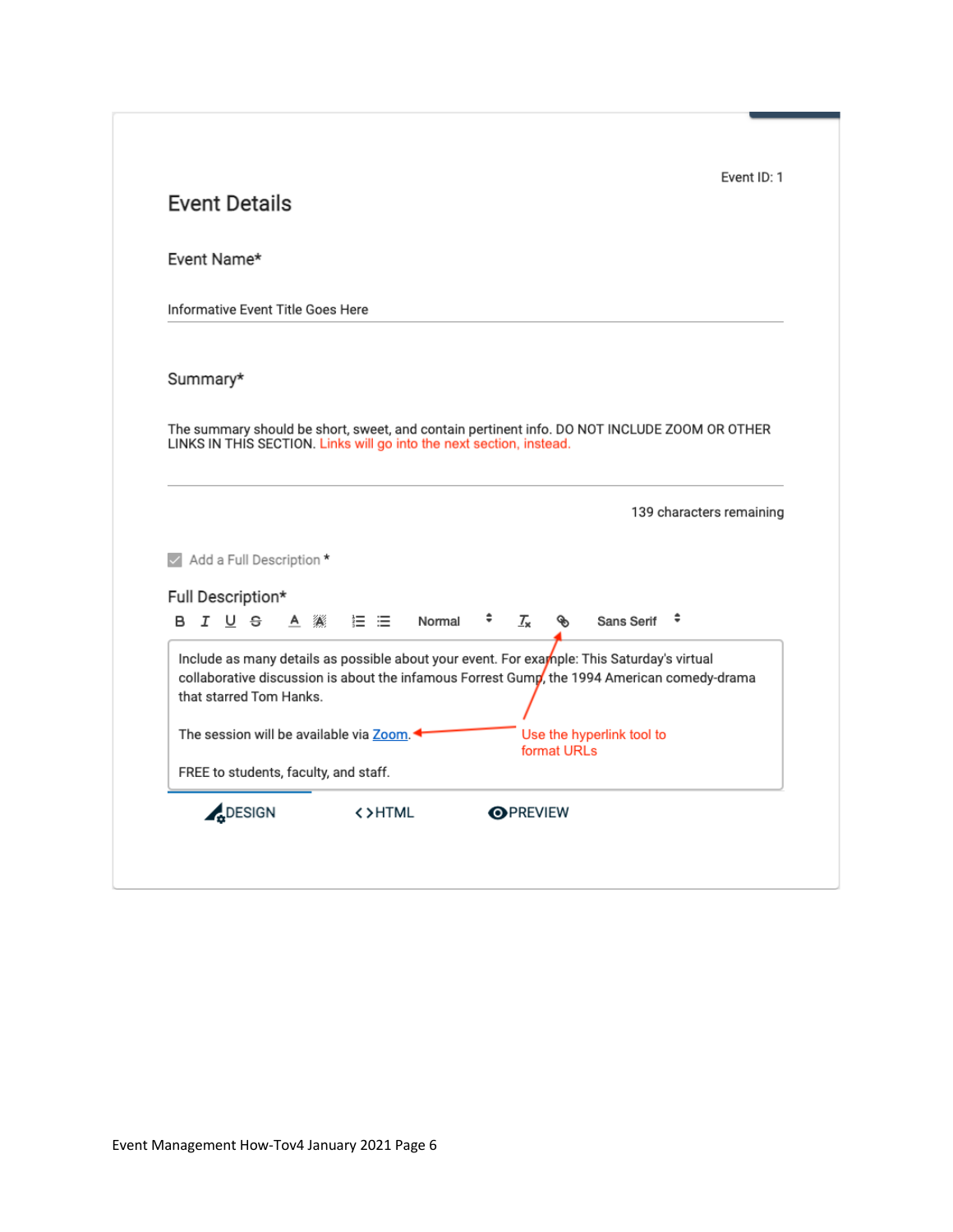Event ID: 1

## Event Details

Event Name*

Informative Event Title Goes Here

Summary*

The summary should be short, sweet, and contain pertinent info. DO NOT INCLUDE ZOOM OR OTHER LINKS IN THIS SECTION. Links will go into the next section, instead.

139 characters remaining

Add a Full Description *

Full Description*

B I U S A Normal Sans Serif

Include as many details as possible about your event. For example: This Saturday's virtual collaborative discussion is about the infamous Forrest Gump, the 1994 American comedy-drama that starred Tom Hanks.

The session will be available via Zoom.

Use the hyperlink tool to format URLs

FREE to students, faculty, and staff.

DESIGN <> HTML PREVIEW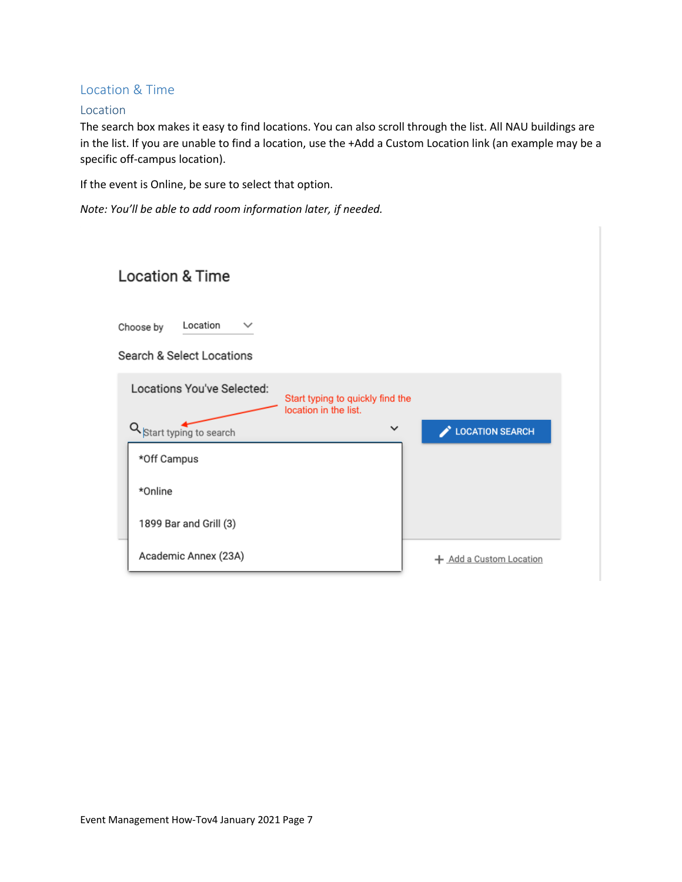## Location & Time

### Location

The search box makes it easy to find locations. You can also scroll through the list. All NAU buildings are in the list. If you are unable to find a location, use the +Add a Custom Location link (an example may be a specific off-campus location).

If the event is Online, be sure to select that option.

*Note: You'll be able to add room information later, if needed.*

Location & Time

Choose by Location

Search & Select Locations

Locations You've Selected:

Start typing to quickly find the location in the list.

Start typing to search

LOCATION SEARCH

*Off Campus

*Online

1899 Bar and Grill (3)

Academic Annex (23A)

+ Add a Custom Location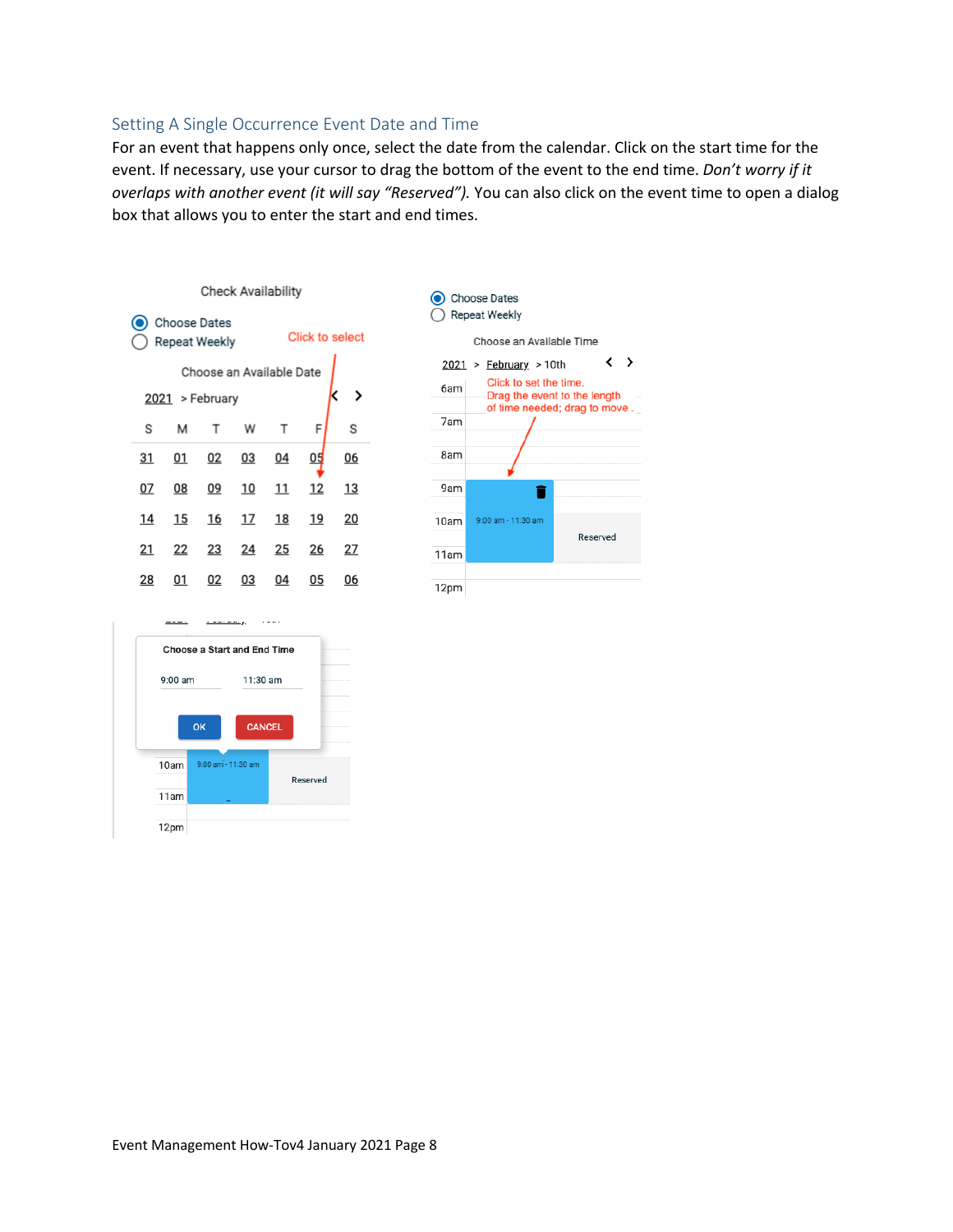## Setting A Single Occurrence Event Date and Time

For an event that happens only once, select the date from the calendar. Click on the start time for the event. If necessary, use your cursor to drag the bottom of the event to the end time. *Don't worry if it overlaps with another event (it will say "Reserved").* You can also click on the event time to open a dialog box that allows you to enter the start and end times.

Check Availability

- Choose Dates
- Repeat Weekly

Click to select

Choose an Available Date

2021 > February

| S | M | T | W | T | F | S |
|---|---|---|---|---|---|---|
| 31 | 01 | 02 | 03 | 04 | 05 | 06 |
| 07 | 08 | 09 | 10 | 11 | 12 | 13 |
| 14 | 15 | 16 | 17 | 18 | 19 | 20 |
| 21 | 22 | 23 | 24 | 25 | 26 | 27 |
| 28 | 01 | 02 | 03 | 04 | 05 | 06 |

- Choose Dates
- Repeat Weekly

Choose an Available Time

2021 > February > 10th

6am — Click to set the time. Drag the event to the length of time needed; drag to move.

7am

8am

9am

10am — 9:00 am - 11:30 am — Reserved

11am

12pm

Choose a Start and End Time

9:00 am — 11:30 am

OK — CANCEL

10am — 9:00 am - 11:30 am — Reserved

11am

12pm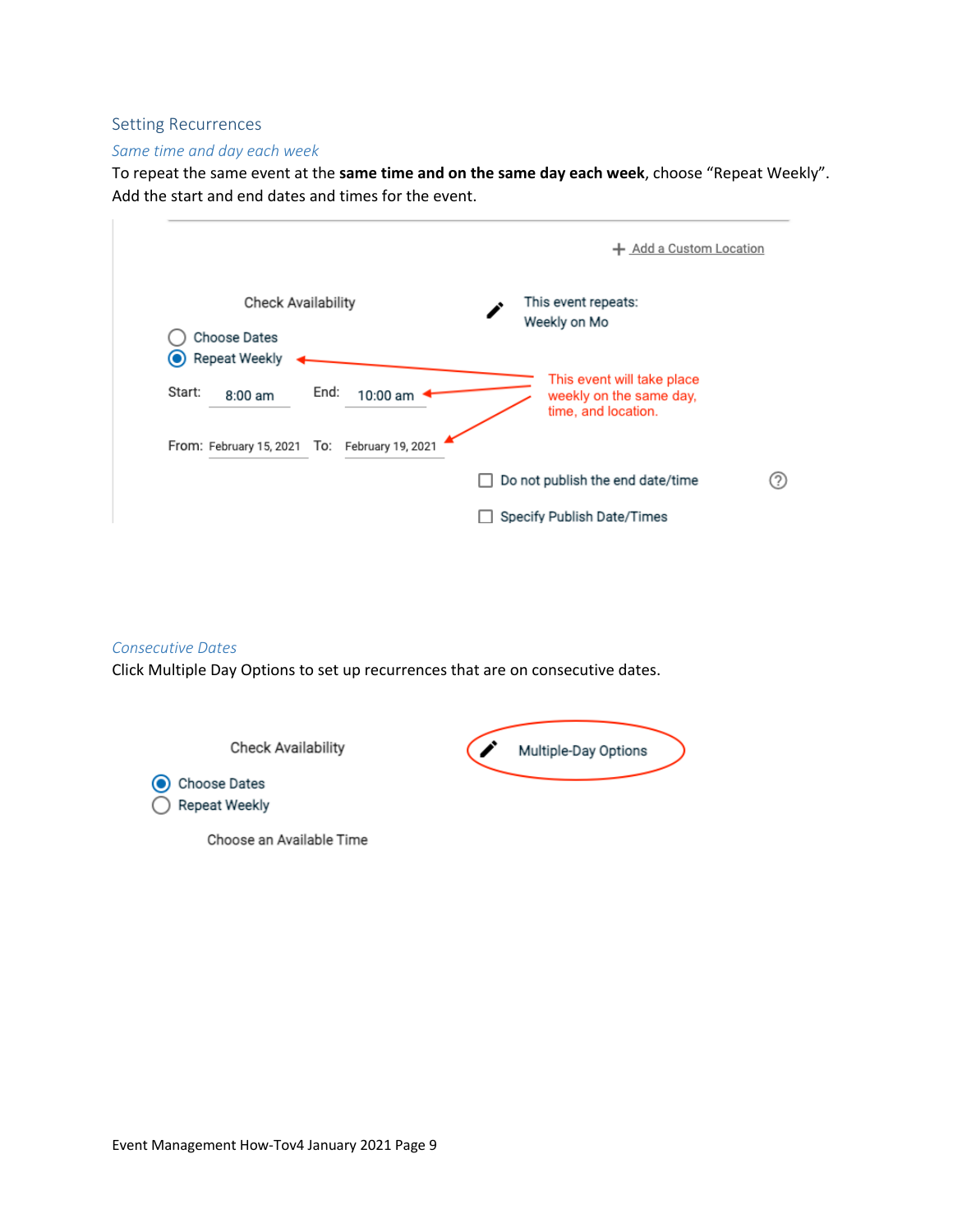## Setting Recurrences

### *Same time and day each week*

To repeat the same event at the **same time and on the same day each week**, choose "Repeat Weekly". Add the start and end dates and times for the event.

Check Availability

This event repeats: Weekly on Mo

Choose Dates

Repeat Weekly

Start: 8:00 am End: 10:00 am

From: February 15, 2021 To: February 19, 2021

This event will take place weekly on the same day, time, and location.

Do not publish the end date/time

Specify Publish Date/Times

### *Consecutive Dates*

Click Multiple Day Options to set up recurrences that are on consecutive dates.

Check Availability

Multiple-Day Options

Choose Dates

Repeat Weekly

Choose an Available Time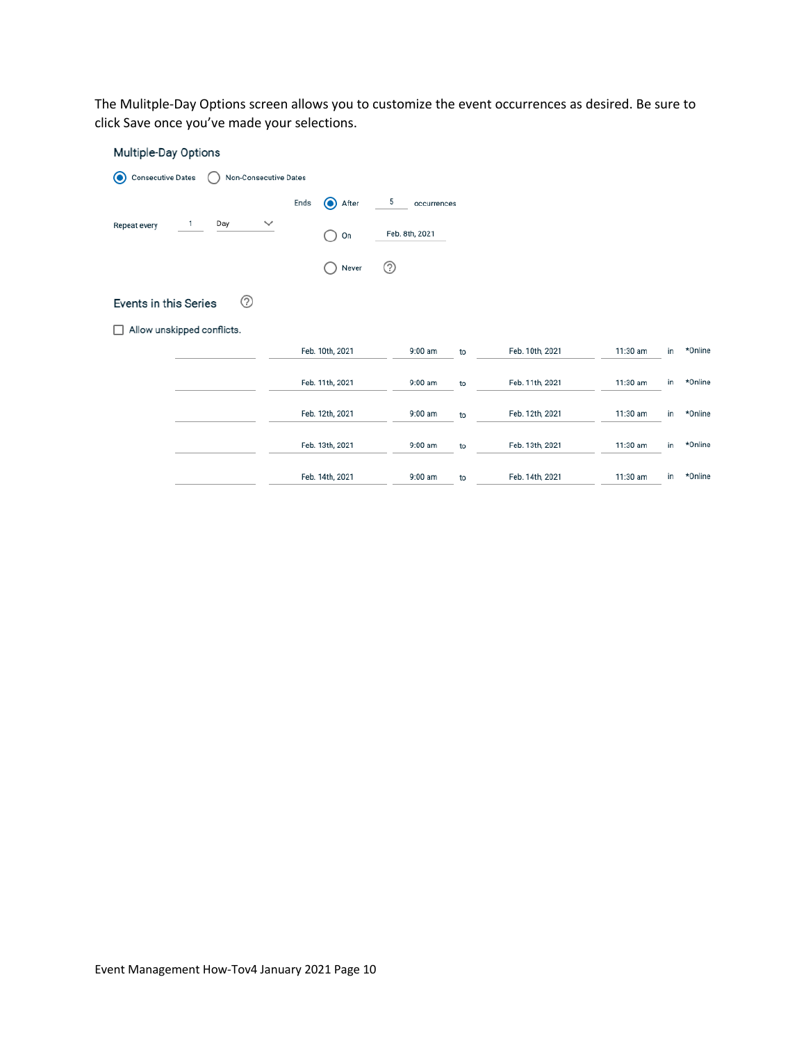The Mulitple-Day Options screen allows you to customize the event occurrences as desired. Be sure to click Save once you've made your selections.

## Multiple-Day Options

(•) Consecutive Dates ( ) Non-Consecutive Dates

Repeat every 1 Day

Ends
(•) After 5 occurrences
( ) On Feb. 8th, 2021
( ) Never

## Events in this Series

☐ Allow unskipped conflicts.

| | Start Date | Start Time | | End Date | End Time | | Location |
|---|---|---|---|---|---|---|---|
| | Feb. 10th, 2021 | 9:00 am | to | Feb. 10th, 2021 | 11:30 am | in | *Online |
| | Feb. 11th, 2021 | 9:00 am | to | Feb. 11th, 2021 | 11:30 am | in | *Online |
| | Feb. 12th, 2021 | 9:00 am | to | Feb. 12th, 2021 | 11:30 am | in | *Online |
| | Feb. 13th, 2021 | 9:00 am | to | Feb. 13th, 2021 | 11:30 am | in | *Online |
| | Feb. 14th, 2021 | 9:00 am | to | Feb. 14th, 2021 | 11:30 am | in | *Online |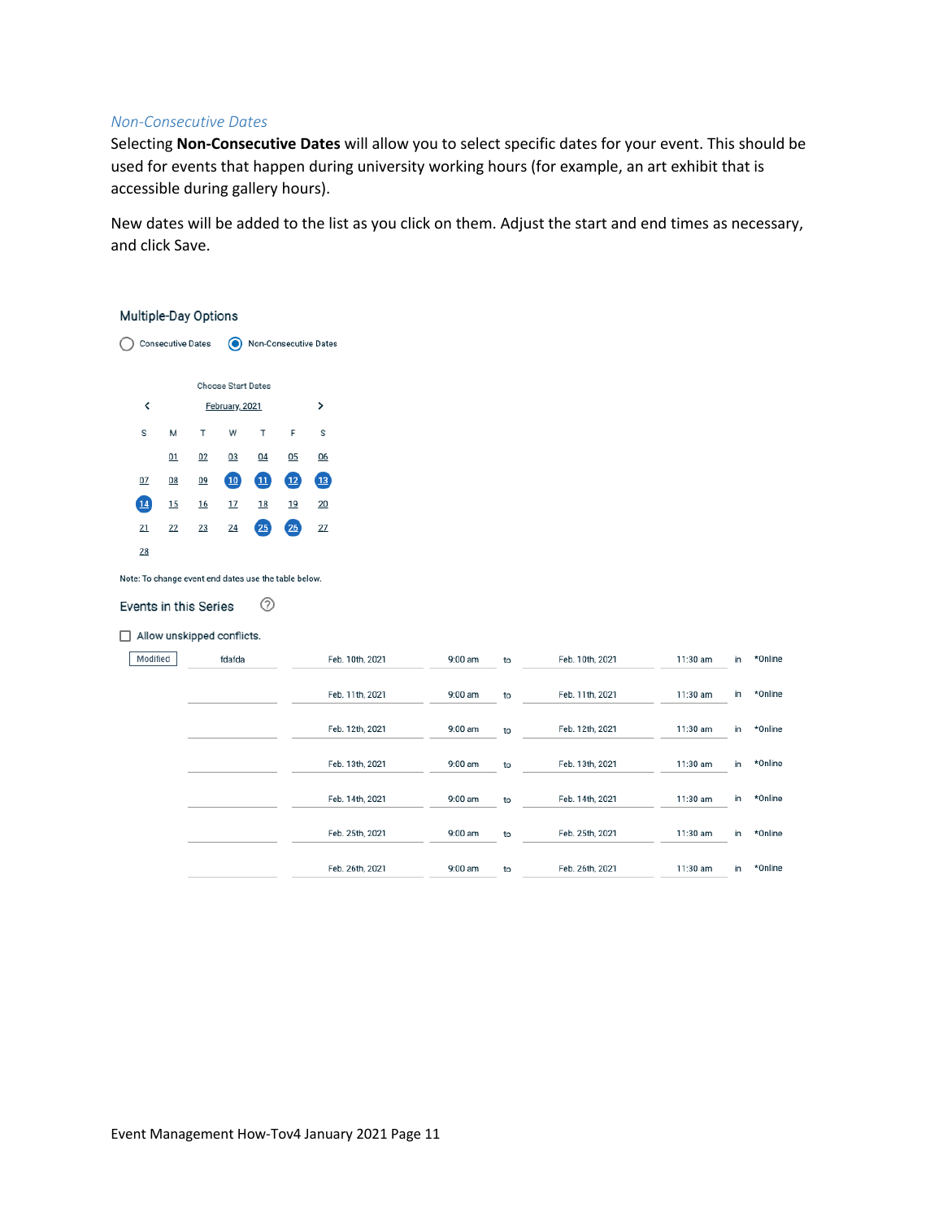*Non-Consecutive Dates*

Selecting **Non-Consecutive Dates** will allow you to select specific dates for your event. This should be used for events that happen during university working hours (for example, an art exhibit that is accessible during gallery hours).

New dates will be added to the list as you click on them. Adjust the start and end times as necessary, and click Save.

Multiple-Day Options

○ Consecutive Dates ◉ Non-Consecutive Dates

Choose Start Dates

‹ February, 2021 ›

| S | M | T | W | T | F | S |
|---|---|---|---|---|---|---|
| | 01 | 02 | 03 | 04 | 05 | 06 |
| 07 | 08 | 09 | **10** | **11** | **12** | **13** |
| **14** | 15 | 16 | 17 | 18 | 19 | 20 |
| 21 | 22 | 23 | 24 | **25** | **26** | 27 |
| 28 | | | | | | |

Note: To change event end dates use the table below.

Events in this Series

☐ Allow unskipped conflicts.

| | | Start Date | Start Time | | End Date | End Time | | Location |
|---|---|---|---|---|---|---|---|---|
| Modified | fdafda | Feb. 10th, 2021 | 9:00 am | to | Feb. 10th, 2021 | 11:30 am | in | *Online |
| | | Feb. 11th, 2021 | 9:00 am | to | Feb. 11th, 2021 | 11:30 am | in | *Online |
| | | Feb. 12th, 2021 | 9:00 am | to | Feb. 12th, 2021 | 11:30 am | in | *Online |
| | | Feb. 13th, 2021 | 9:00 am | to | Feb. 13th, 2021 | 11:30 am | in | *Online |
| | | Feb. 14th, 2021 | 9:00 am | to | Feb. 14th, 2021 | 11:30 am | in | *Online |
| | | Feb. 25th, 2021 | 9:00 am | to | Feb. 25th, 2021 | 11:30 am | in | *Online |
| | | Feb. 26th, 2021 | 9:00 am | to | Feb. 26th, 2021 | 11:30 am | in | *Online |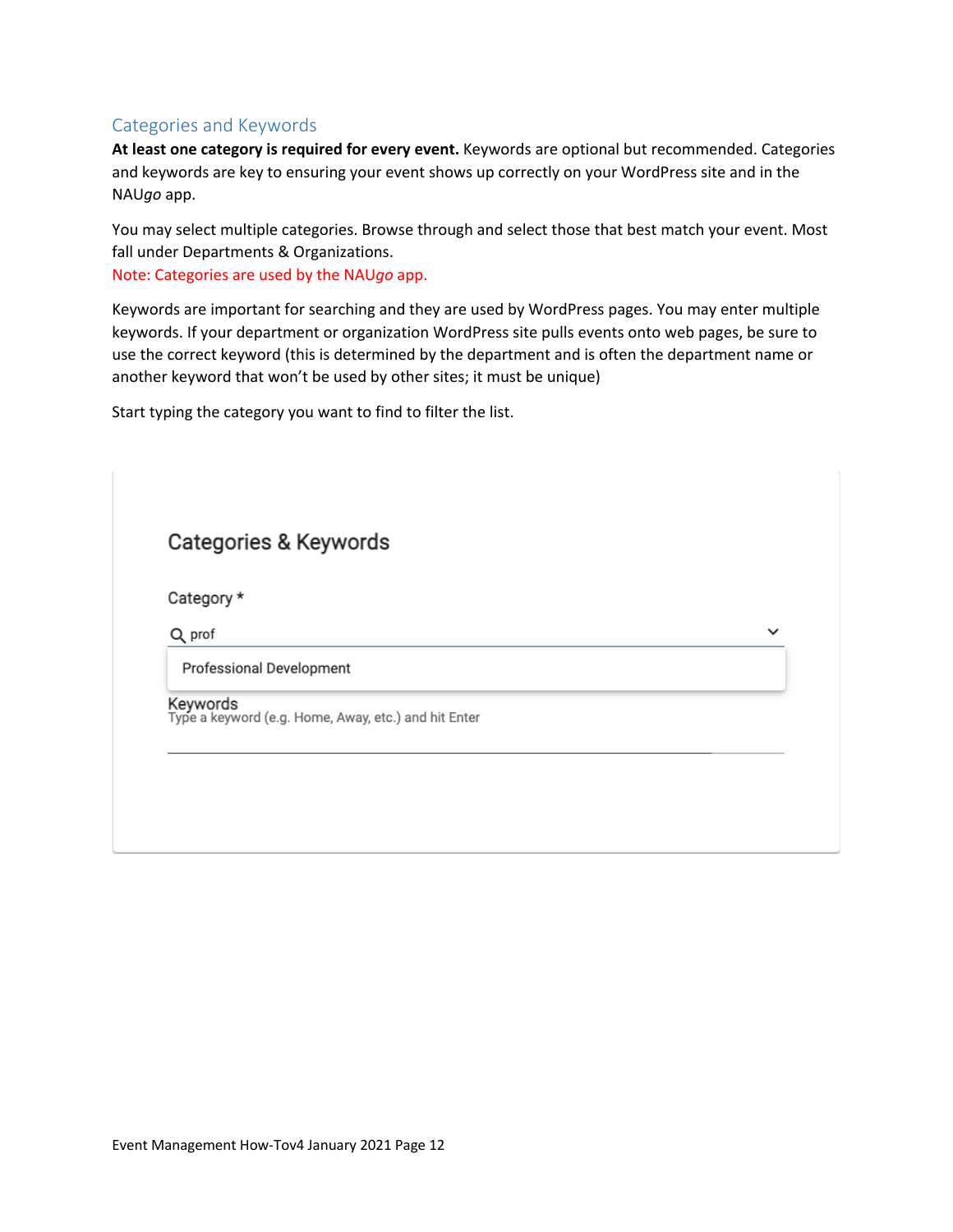## Categories and Keywords

**At least one category is required for every event.** Keywords are optional but recommended. Categories and keywords are key to ensuring your event shows up correctly on your WordPress site and in the NAU*go* app.

You may select multiple categories. Browse through and select those that best match your event. Most fall under Departments & Organizations.
Note: Categories are used by the NAU*go* app.

Keywords are important for searching and they are used by WordPress pages. You may enter multiple keywords. If your department or organization WordPress site pulls events onto web pages, be sure to use the correct keyword (this is determined by the department and is often the department name or another keyword that won't be used by other sites; it must be unique)

Start typing the category you want to find to filter the list.

Categories & Keywords

Category *

prof

Professional Development

Keywords
Type a keyword (e.g. Home, Away, etc.) and hit Enter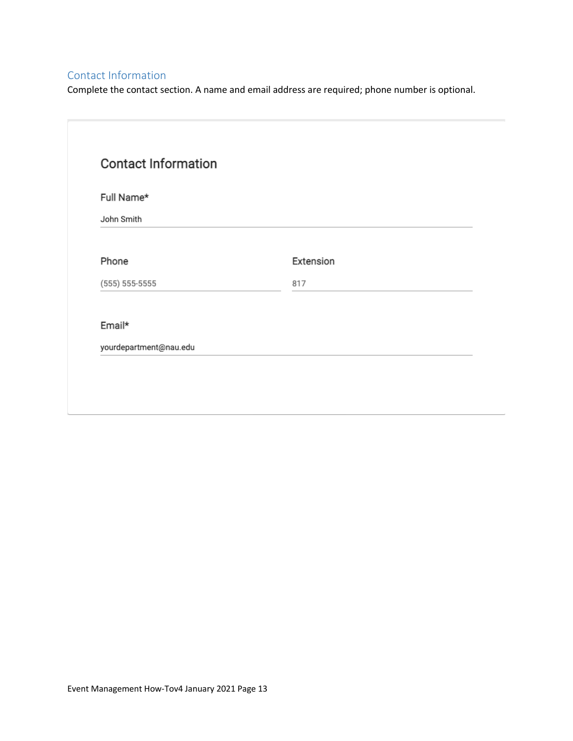## Contact Information

Complete the contact section. A name and email address are required; phone number is optional.

### Contact Information

Full Name*

John Smith

Phone

(555) 555-5555

Extension

817

Email*

yourdepartment@nau.edu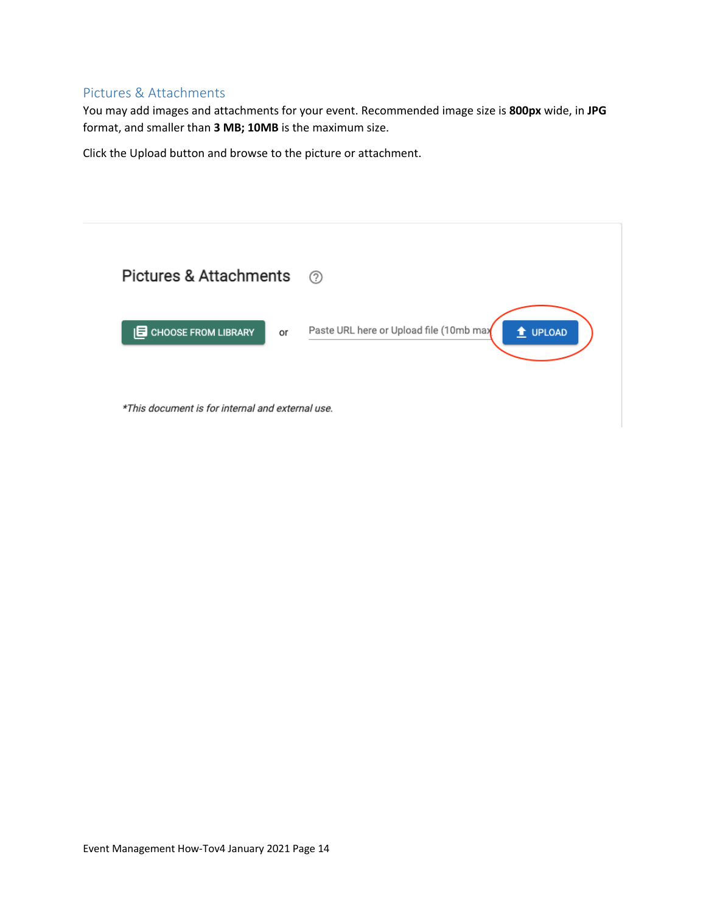## Pictures & Attachments

You may add images and attachments for your event. Recommended image size is **800px** wide, in **JPG** format, and smaller than **3 MB; 10MB** is the maximum size.

Click the Upload button and browse to the picture or attachment.

Pictures & Attachments

CHOOSE FROM LIBRARY or Paste URL here or Upload file (10mb max UPLOAD

*\*This document is for internal and external use.*

Event Management How-Tov4 January 2021 Page 14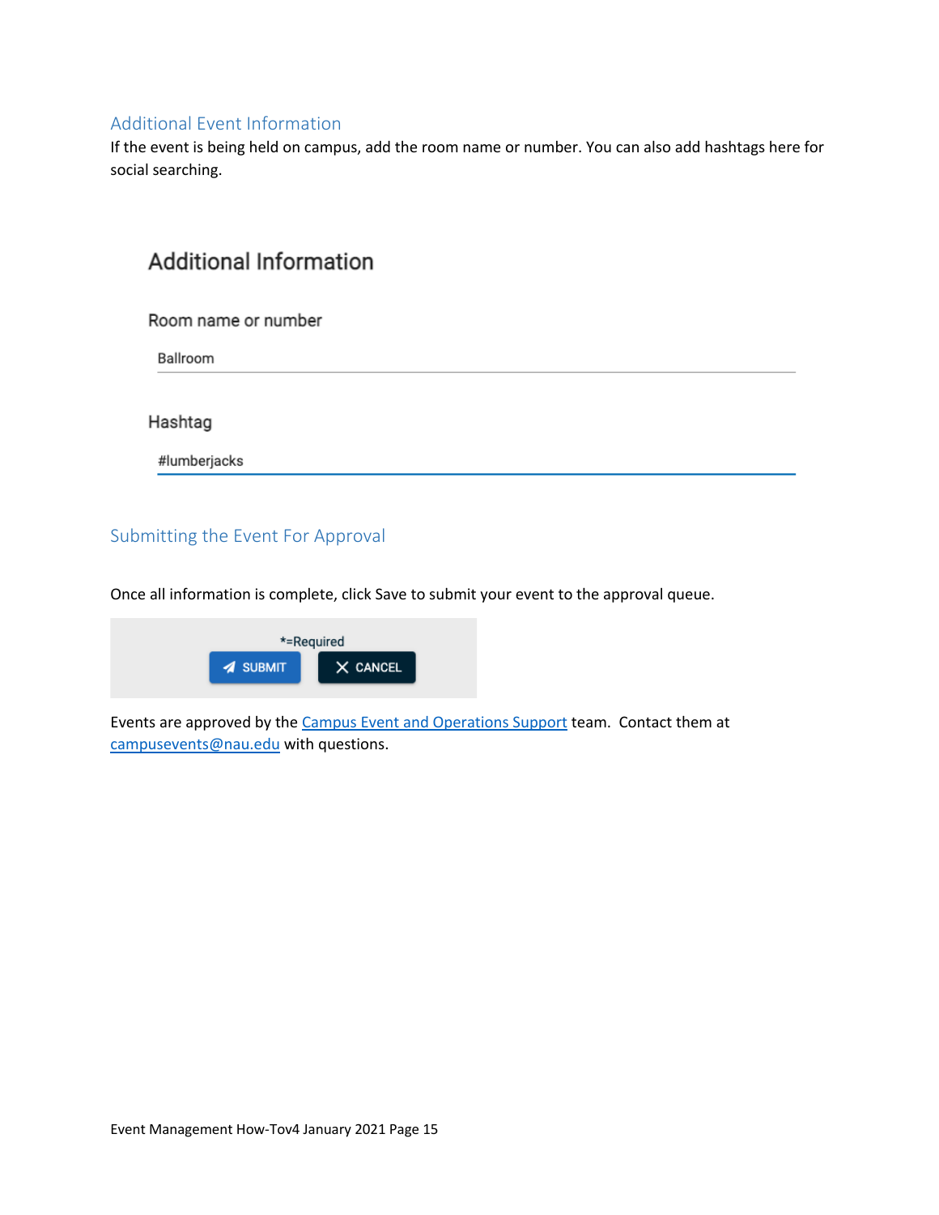## Additional Event Information

If the event is being held on campus, add the room name or number. You can also add hashtags here for social searching.

Additional Information

Room name or number

Ballroom

Hashtag

#lumberjacks

## Submitting the Event For Approval

Once all information is complete, click Save to submit your event to the approval queue.

*=Required

SUBMIT CANCEL

Events are approved by the [Campus Event and Operations Support](Campus Event and Operations Support) team. Contact them at [campusevents@nau.edu](mailto:campusevents@nau.edu) with questions.